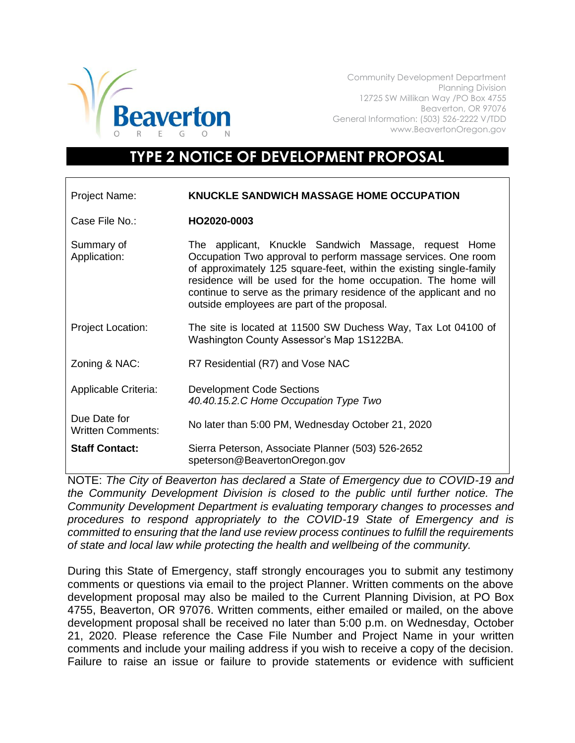Beaverton
OREGON

Community Development Department
Planning Division
12725 SW Millikan Way /PO Box 4755
Beaverton, OR 97076
General Information: (503) 526-2222 V/TDD
www.BeavertonOregon.gov

# TYPE 2 NOTICE OF DEVELOPMENT PROPOSAL

| | |
|---|---|
| Project Name: | **KNUCKLE SANDWICH MASSAGE HOME OCCUPATION** |
| Case File No.: | **HO2020-0003** |
| Summary of Application: | The applicant, Knuckle Sandwich Massage, request Home Occupation Two approval to perform massage services. One room of approximately 125 square-feet, within the existing single-family residence will be used for the home occupation. The home will continue to serve as the primary residence of the applicant and no outside employees are part of the proposal. |
| Project Location: | The site is located at 11500 SW Duchess Way, Tax Lot 04100 of Washington County Assessor's Map 1S122BA. |
| Zoning & NAC: | R7 Residential (R7) and Vose NAC |
| Applicable Criteria: | Development Code Sections *40.40.15.2.C Home Occupation Type Two* |
| Due Date for Written Comments: | No later than 5:00 PM, Wednesday October 21, 2020 |
| **Staff Contact:** | Sierra Peterson, Associate Planner (503) 526-2652 speterson@BeavertonOregon.gov |

NOTE: *The City of Beaverton has declared a State of Emergency due to COVID-19 and the Community Development Division is closed to the public until further notice. The Community Development Department is evaluating temporary changes to processes and procedures to respond appropriately to the COVID-19 State of Emergency and is committed to ensuring that the land use review process continues to fulfill the requirements of state and local law while protecting the health and wellbeing of the community.*

During this State of Emergency, staff strongly encourages you to submit any testimony comments or questions via email to the project Planner. Written comments on the above development proposal may also be mailed to the Current Planning Division, at PO Box 4755, Beaverton, OR 97076. Written comments, either emailed or mailed, on the above development proposal shall be received no later than 5:00 p.m. on Wednesday, October 21, 2020. Please reference the Case File Number and Project Name in your written comments and include your mailing address if you wish to receive a copy of the decision. Failure to raise an issue or failure to provide statements or evidence with sufficient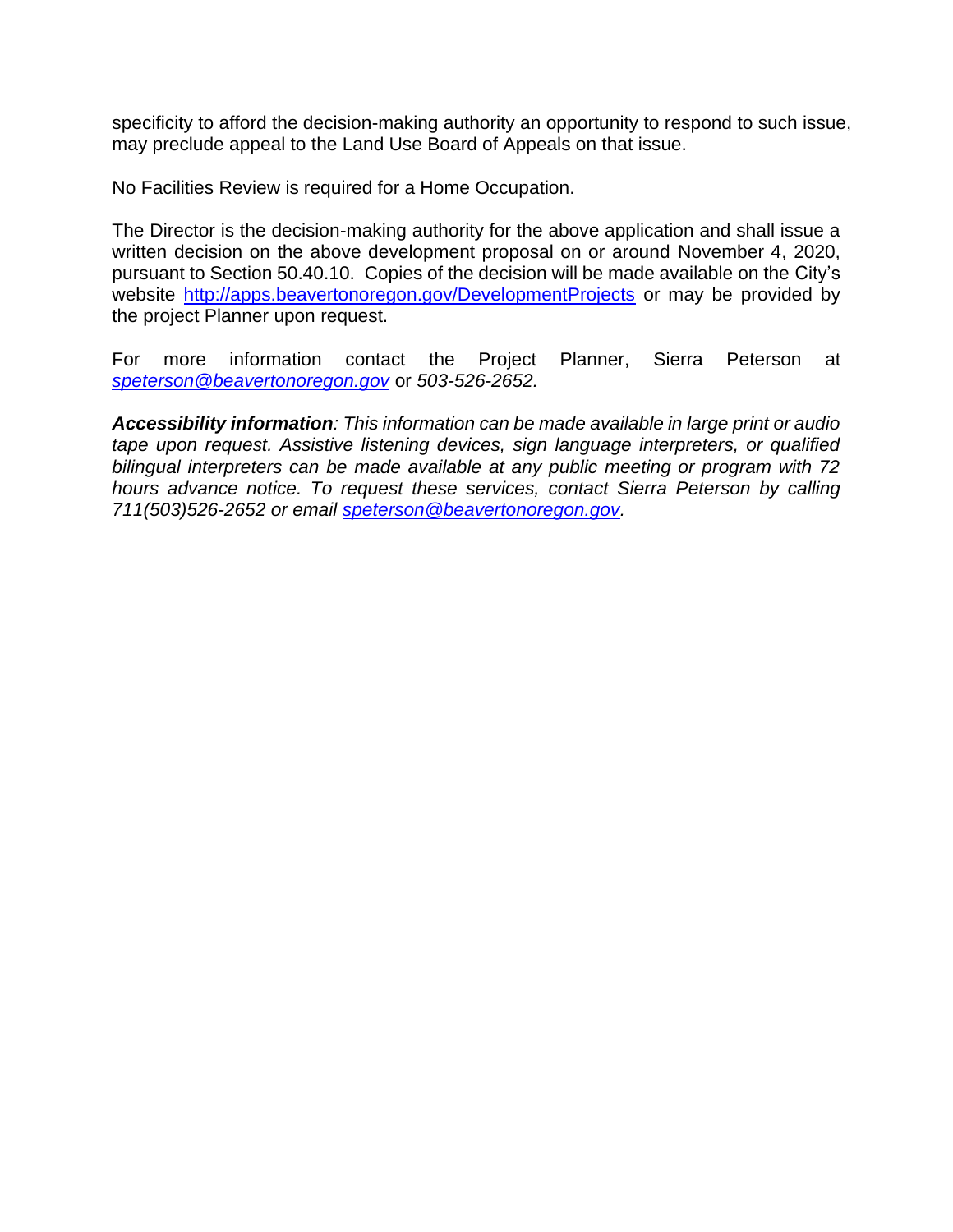specificity to afford the decision-making authority an opportunity to respond to such issue, may preclude appeal to the Land Use Board of Appeals on that issue.

No Facilities Review is required for a Home Occupation.

The Director is the decision-making authority for the above application and shall issue a written decision on the above development proposal on or around November 4, 2020, pursuant to Section 50.40.10. Copies of the decision will be made available on the City's website http://apps.beavertonoregon.gov/DevelopmentProjects or may be provided by the project Planner upon request.

For more information contact the Project Planner, Sierra Peterson at *speterson@beavertonoregon.gov* or *503-526-2652.*

***Accessibility information****: This information can be made available in large print or audio tape upon request. Assistive listening devices, sign language interpreters, or qualified bilingual interpreters can be made available at any public meeting or program with 72 hours advance notice. To request these services, contact Sierra Peterson by calling 711(503)526-2652 or email speterson@beavertonoregon.gov.*